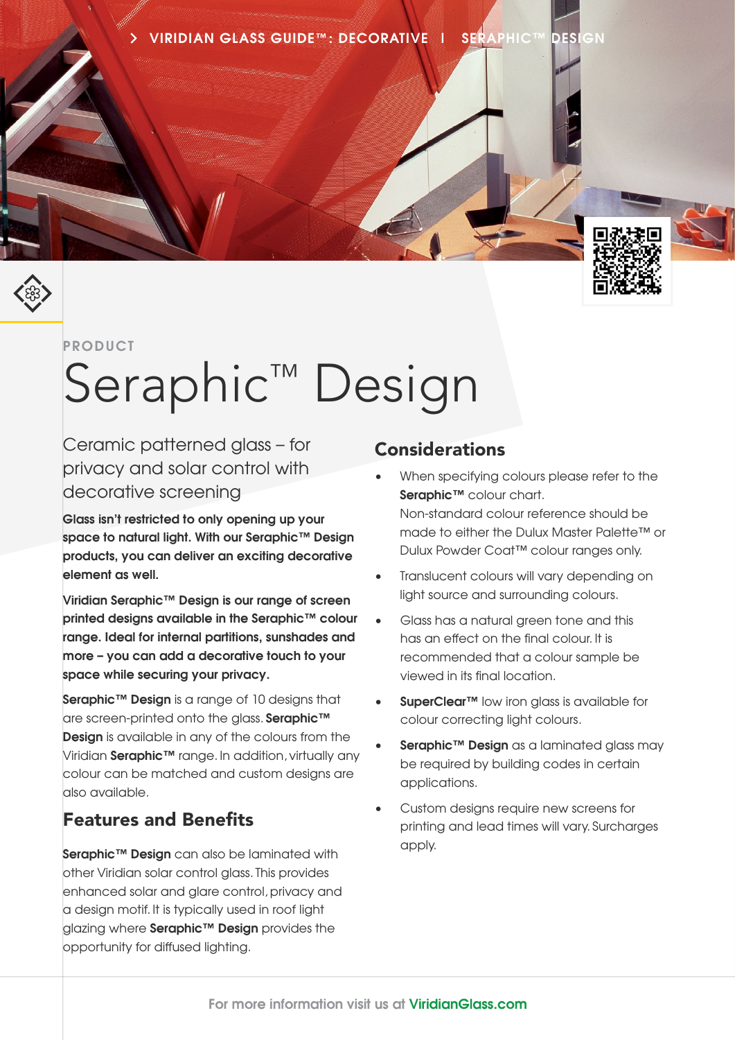PRODUCT

# Seraphic™ Design

Ceramic patterned glass – for privacy and solar control with decorative screening

**Glass isn't restricted to only opening up your space to natural light. With our Seraphic™ Design products, you can deliver an exciting decorative element as well.**

**Viridian Seraphic™ Design is our range of screen printed designs available in the Seraphic™ colour range. Ideal for internal partitions, sunshades and more – you can add a decorative touch to your space while securing your privacy.**

**Seraphic™ Design** is a range of 10 designs that are screen-printed onto the glass. **Seraphic™ Design** is available in any of the colours from the Viridian **Seraphic™** range. In addition, virtually any colour can be matched and custom designs are also available.

## Features and Benefits

**Seraphic™ Design** can also be laminated with other Viridian solar control glass. This provides enhanced solar and glare control, privacy and a design motif. It is typically used in roof light glazing where **Seraphic™ Design** provides the opportunity for diffused lighting.

## Considerations

- When specifying colours please refer to the **Seraphic™** colour chart. Non-standard colour reference should be made to either the Dulux Master Palette™ or Dulux Powder Coat™ colour ranges only.
- Translucent colours will vary depending on light source and surrounding colours.
- Glass has a natural green tone and this has an effect on the final colour. It is recommended that a colour sample be viewed in its final location.
- **SuperClear™** low iron glass is available for colour correcting light colours.
- **Seraphic™ Design** as a laminated glass may be required by building codes in certain applications.
- Custom designs require new screens for printing and lead times will vary. Surcharges apply.

For more information visit us at ViridianGlass.com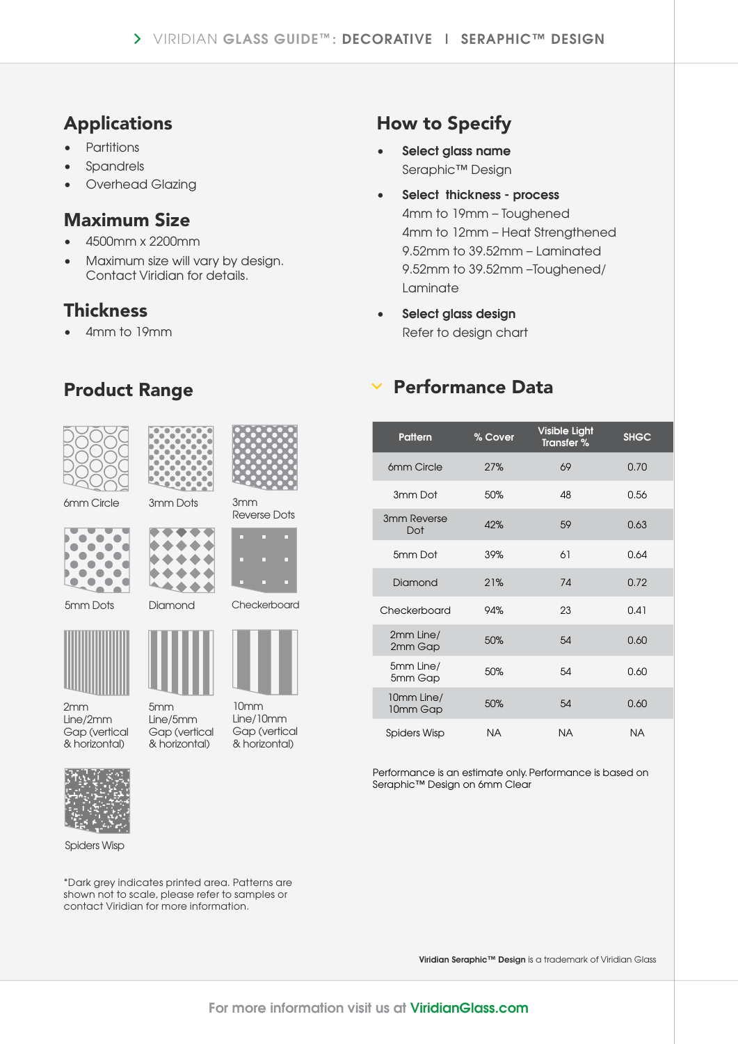## Applications

- Partitions
- Spandrels
- Overhead Glazing

## Maximum Size

- 4500mm x 2200mm
- Maximum size will vary by design. Contact Viridian for details.

## Thickness

- 4mm to 19mm

## Product Range

6mm Circle

3mm Dots

3mm Reverse Dots

5mm Dots

Diamond

Checkerboard

2mm Line/2mm Gap (vertical & horizontal)

5mm Line/5mm Gap (vertical & horizontal)

10mm Line/10mm Gap (vertical & horizontal)

Spiders Wisp

*Dark grey indicates printed area. Patterns are shown not to scale, please refer to samples or contact Viridian for more information.

## How to Specify

- **Select glass name**
  Seraphic™ Design
- **Select thickness - process**
  4mm to 19mm – Toughened
  4mm to 12mm – Heat Strengthened
  9.52mm to 39.52mm – Laminated
  9.52mm to 39.52mm –Toughened/ Laminate
- **Select glass design**
  Refer to design chart

## Performance Data

| Pattern | % Cover | Visible Light Transfer % | SHGC |
|---|---|---|---|
| 6mm Circle | 27% | 69 | 0.70 |
| 3mm Dot | 50% | 48 | 0.56 |
| 3mm Reverse Dot | 42% | 59 | 0.63 |
| 5mm Dot | 39% | 61 | 0.64 |
| Diamond | 21% | 74 | 0.72 |
| Checkerboard | 94% | 23 | 0.41 |
| 2mm Line/ 2mm Gap | 50% | 54 | 0.60 |
| 5mm Line/ 5mm Gap | 50% | 54 | 0.60 |
| 10mm Line/ 10mm Gap | 50% | 54 | 0.60 |
| Spiders Wisp | NA | NA | NA |

Performance is an estimate only. Performance is based on Seraphic™ Design on 6mm Clear

**Viridian Seraphic™ Design** is a trademark of Viridian Glass

For more information visit us at **ViridianGlass.com**